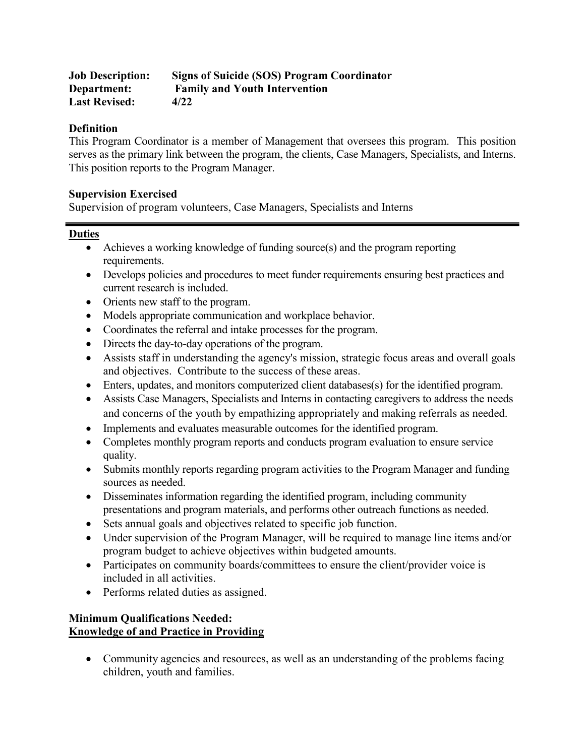**Job Description:** **Signs of Suicide (SOS) Program Coordinator**
**Department:** **Family and Youth Intervention**
**Last Revised:** **4/22**

**Definition**
This Program Coordinator is a member of Management that oversees this program. This position serves as the primary link between the program, the clients, Case Managers, Specialists, and Interns. This position reports to the Program Manager.

**Supervision Exercised**
Supervision of program volunteers, Case Managers, Specialists and Interns

---

**Duties**

- Achieves a working knowledge of funding source(s) and the program reporting requirements.
- Develops policies and procedures to meet funder requirements ensuring best practices and current research is included.
- Orients new staff to the program.
- Models appropriate communication and workplace behavior.
- Coordinates the referral and intake processes for the program.
- Directs the day-to-day operations of the program.
- Assists staff in understanding the agency's mission, strategic focus areas and overall goals and objectives. Contribute to the success of these areas.
- Enters, updates, and monitors computerized client databases(s) for the identified program.
- Assists Case Managers, Specialists and Interns in contacting caregivers to address the needs and concerns of the youth by empathizing appropriately and making referrals as needed.
- Implements and evaluates measurable outcomes for the identified program.
- Completes monthly program reports and conducts program evaluation to ensure service quality.
- Submits monthly reports regarding program activities to the Program Manager and funding sources as needed.
- Disseminates information regarding the identified program, including community presentations and program materials, and performs other outreach functions as needed.
- Sets annual goals and objectives related to specific job function.
- Under supervision of the Program Manager, will be required to manage line items and/or program budget to achieve objectives within budgeted amounts.
- Participates on community boards/committees to ensure the client/provider voice is included in all activities.
- Performs related duties as assigned.

**Minimum Qualifications Needed:**
**Knowledge of and Practice in Providing**

- Community agencies and resources, as well as an understanding of the problems facing children, youth and families.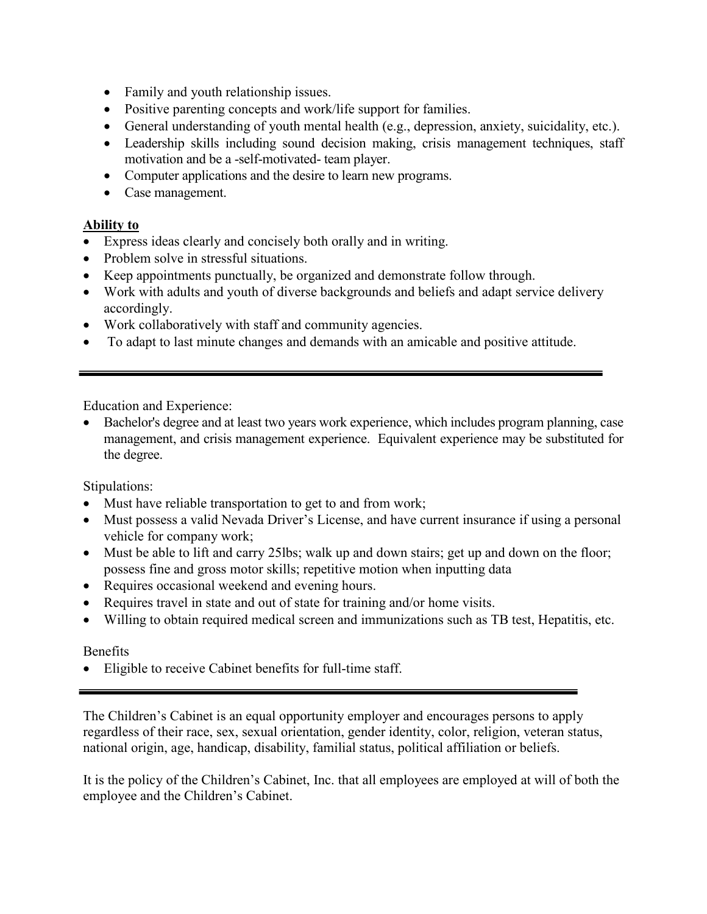- Family and youth relationship issues.
- Positive parenting concepts and work/life support for families.
- General understanding of youth mental health (e.g., depression, anxiety, suicidality, etc.).
- Leadership skills including sound decision making, crisis management techniques, staff motivation and be a -self-motivated- team player.
- Computer applications and the desire to learn new programs.
- Case management.

**Ability to**

- Express ideas clearly and concisely both orally and in writing.
- Problem solve in stressful situations.
- Keep appointments punctually, be organized and demonstrate follow through.
- Work with adults and youth of diverse backgrounds and beliefs and adapt service delivery accordingly.
- Work collaboratively with staff and community agencies.
- To adapt to last minute changes and demands with an amicable and positive attitude.

---

Education and Experience:

- Bachelor's degree and at least two years work experience, which includes program planning, case management, and crisis management experience. Equivalent experience may be substituted for the degree.

Stipulations:

- Must have reliable transportation to get to and from work;
- Must possess a valid Nevada Driver's License, and have current insurance if using a personal vehicle for company work;
- Must be able to lift and carry 25lbs; walk up and down stairs; get up and down on the floor; possess fine and gross motor skills; repetitive motion when inputting data
- Requires occasional weekend and evening hours.
- Requires travel in state and out of state for training and/or home visits.
- Willing to obtain required medical screen and immunizations such as TB test, Hepatitis, etc.

Benefits

- Eligible to receive Cabinet benefits for full-time staff.

---

The Children's Cabinet is an equal opportunity employer and encourages persons to apply regardless of their race, sex, sexual orientation, gender identity, color, religion, veteran status, national origin, age, handicap, disability, familial status, political affiliation or beliefs.

It is the policy of the Children's Cabinet, Inc. that all employees are employed at will of both the employee and the Children's Cabinet.